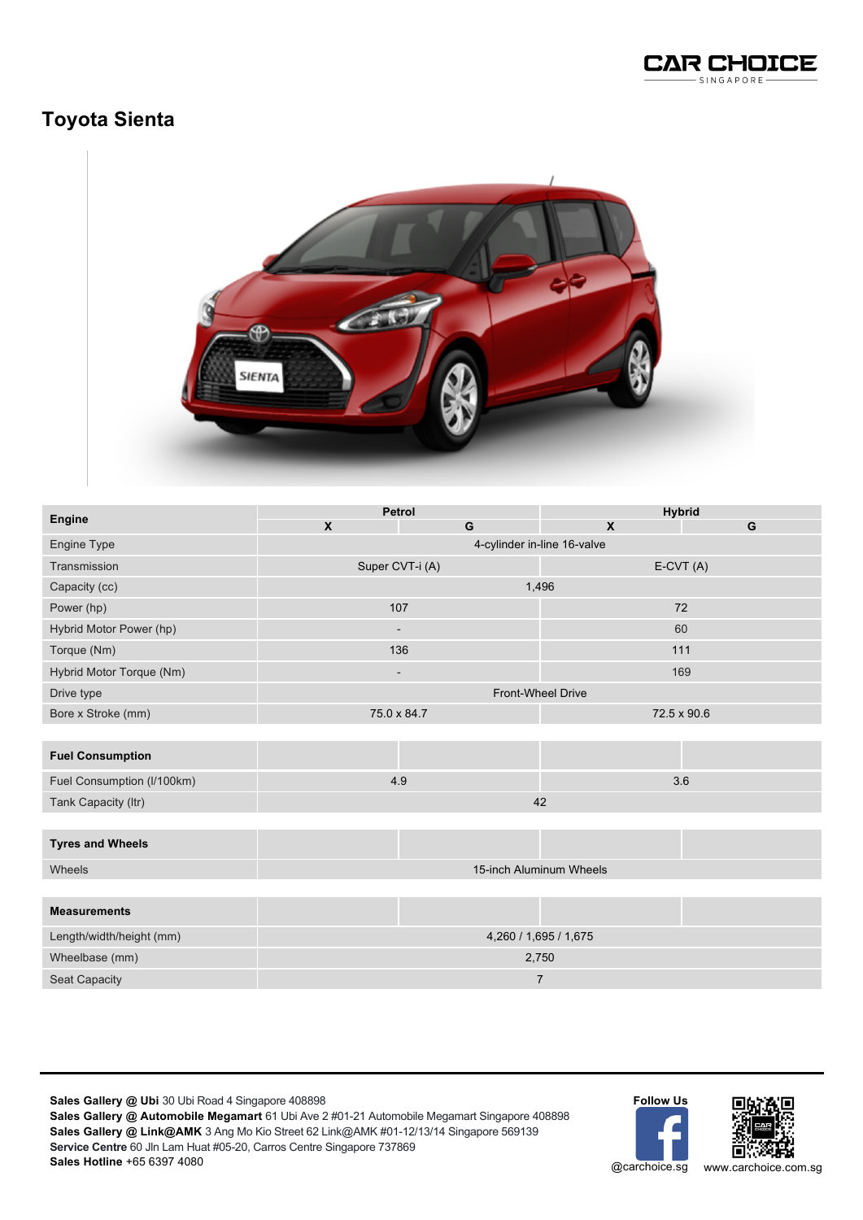# Toyota Sienta

| Engine | Petrol | | Hybrid | |
|---|---|---|---|---|
| | X | G | X | G |
| Engine Type | 4-cylinder in-line 16-valve | | | |
| Transmission | Super CVT-i (A) | | E-CVT (A) | |
| Capacity (cc) | 1,496 | | | |
| Power (hp) | 107 | | 72 | |
| Hybrid Motor Power (hp) | - | | 60 | |
| Torque (Nm) | 136 | | 111 | |
| Hybrid Motor Torque (Nm) | - | | 169 | |
| Drive type | Front-Wheel Drive | | | |
| Bore x Stroke (mm) | 75.0 x 84.7 | | 72.5 x 90.6 | |

| Fuel Consumption | | | | |
|---|---|---|---|---|
| Fuel Consumption (l/100km) | 4.9 | | 3.6 | |
| Tank Capacity (ltr) | 42 | | | |

| Tyres and Wheels | | | | |
|---|---|---|---|---|
| Wheels | 15-inch Aluminum Wheels | | | |

| Measurements | | | | |
|---|---|---|---|---|
| Length/width/height (mm) | 4,260 / 1,695 / 1,675 | | | |
| Wheelbase (mm) | 2,750 | | | |
| Seat Capacity | 7 | | | |

**Sales Gallery @ Ubi** 30 Ubi Road 4 Singapore 408898
**Sales Gallery @ Automobile Megamart** 61 Ubi Ave 2 #01-21 Automobile Megamart Singapore 408898
**Sales Gallery @ Link@AMK** 3 Ang Mo Kio Street 62 Link@AMK #01-12/13/14 Singapore 569139
**Service Centre** 60 Jln Lam Huat #05-20, Carros Centre Singapore 737869
**Sales Hotline** +65 6397 4080

**Follow Us**
@carchoice.sg
www.carchoice.com.sg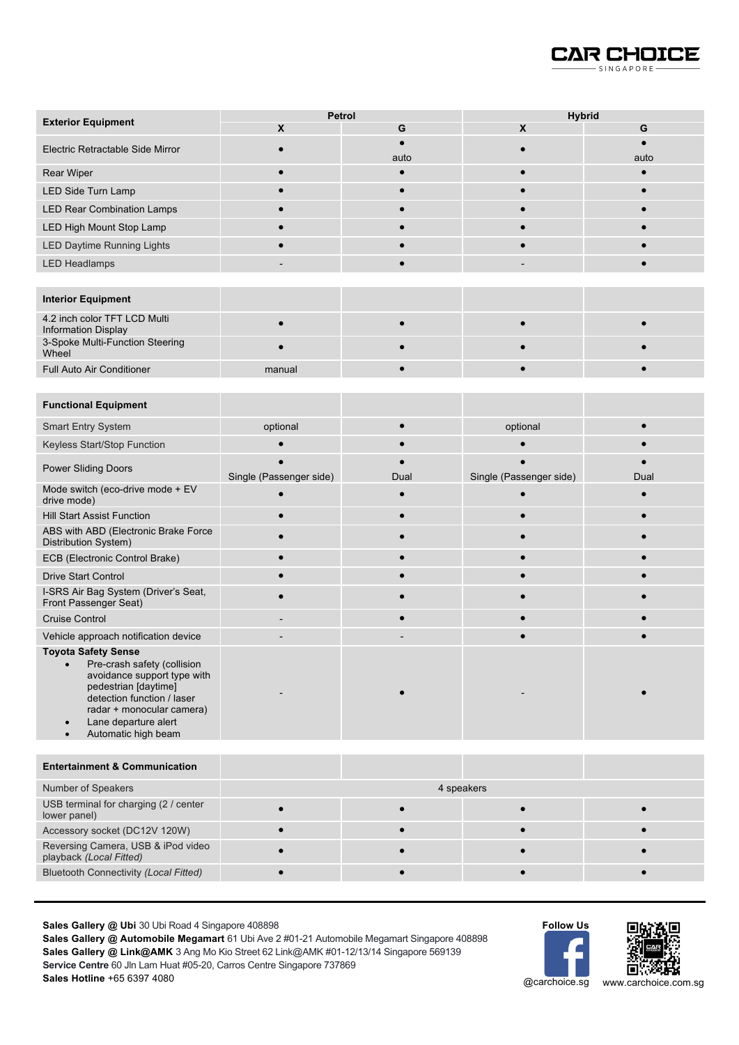| Exterior Equipment | Petrol | | Hybrid | |
|---|---|---|---|---|
| | X | G | X | G |
| Electric Retractable Side Mirror | ● | ● auto | ● | ● auto |
| Rear Wiper | ● | ● | ● | ● |
| LED Side Turn Lamp | ● | ● | ● | ● |
| LED Rear Combination Lamps | ● | ● | ● | ● |
| LED High Mount Stop Lamp | ● | ● | ● | ● |
| LED Daytime Running Lights | ● | ● | ● | ● |
| LED Headlamps | - | ● | - | ● |

| Interior Equipment | | | | |
|---|---|---|---|---|
| 4.2 inch color TFT LCD Multi Information Display | ● | ● | ● | ● |
| 3-Spoke Multi-Function Steering Wheel | ● | ● | ● | ● |
| Full Auto Air Conditioner | manual | ● | ● | ● |

| Functional Equipment | | | | |
|---|---|---|---|---|
| Smart Entry System | optional | ● | optional | ● |
| Keyless Start/Stop Function | ● | ● | ● | ● |
| Power Sliding Doors | ● Single (Passenger side) | ● Dual | ● Single (Passenger side) | ● Dual |
| Mode switch (eco-drive mode + EV drive mode) | ● | ● | ● | ● |
| Hill Start Assist Function | ● | ● | ● | ● |
| ABS with ABD (Electronic Brake Force Distribution System) | ● | ● | ● | ● |
| ECB (Electronic Control Brake) | ● | ● | ● | ● |
| Drive Start Control | ● | ● | ● | ● |
| I-SRS Air Bag System (Driver's Seat, Front Passenger Seat) | ● | ● | ● | ● |
| Cruise Control | - | ● | ● | ● |
| Vehicle approach notification device | - | - | ● | ● |
| **Toyota Safety Sense**<br>• Pre-crash safety (collision avoidance support type with pedestrian [daytime] detection function / laser radar + monocular camera)<br>• Lane departure alert<br>• Automatic high beam | - | ● | - | ● |

| Entertainment & Communication | | | | |
|---|---|---|---|---|
| Number of Speakers | 4 speakers | | | |
| USB terminal for charging (2 / center lower panel) | ● | ● | ● | ● |
| Accessory socket (DC12V 120W) | ● | ● | ● | ● |
| Reversing Camera, USB & iPod video playback *(Local Fitted)* | ● | ● | ● | ● |
| Bluetooth Connectivity *(Local Fitted)* | ● | ● | ● | ● |

**Sales Gallery @ Ubi** 30 Ubi Road 4 Singapore 408898
**Sales Gallery @ Automobile Megamart** 61 Ubi Ave 2 #01-21 Automobile Megamart Singapore 408898
**Sales Gallery @ Link@AMK** 3 Ang Mo Kio Street 62 Link@AMK #01-12/13/14 Singapore 569139
**Service Centre** 60 Jln Lam Huat #05-20, Carros Centre Singapore 737869
**Sales Hotline** +65 6397 4080

**Follow Us**
@carchoice.sg
www.carchoice.com.sg